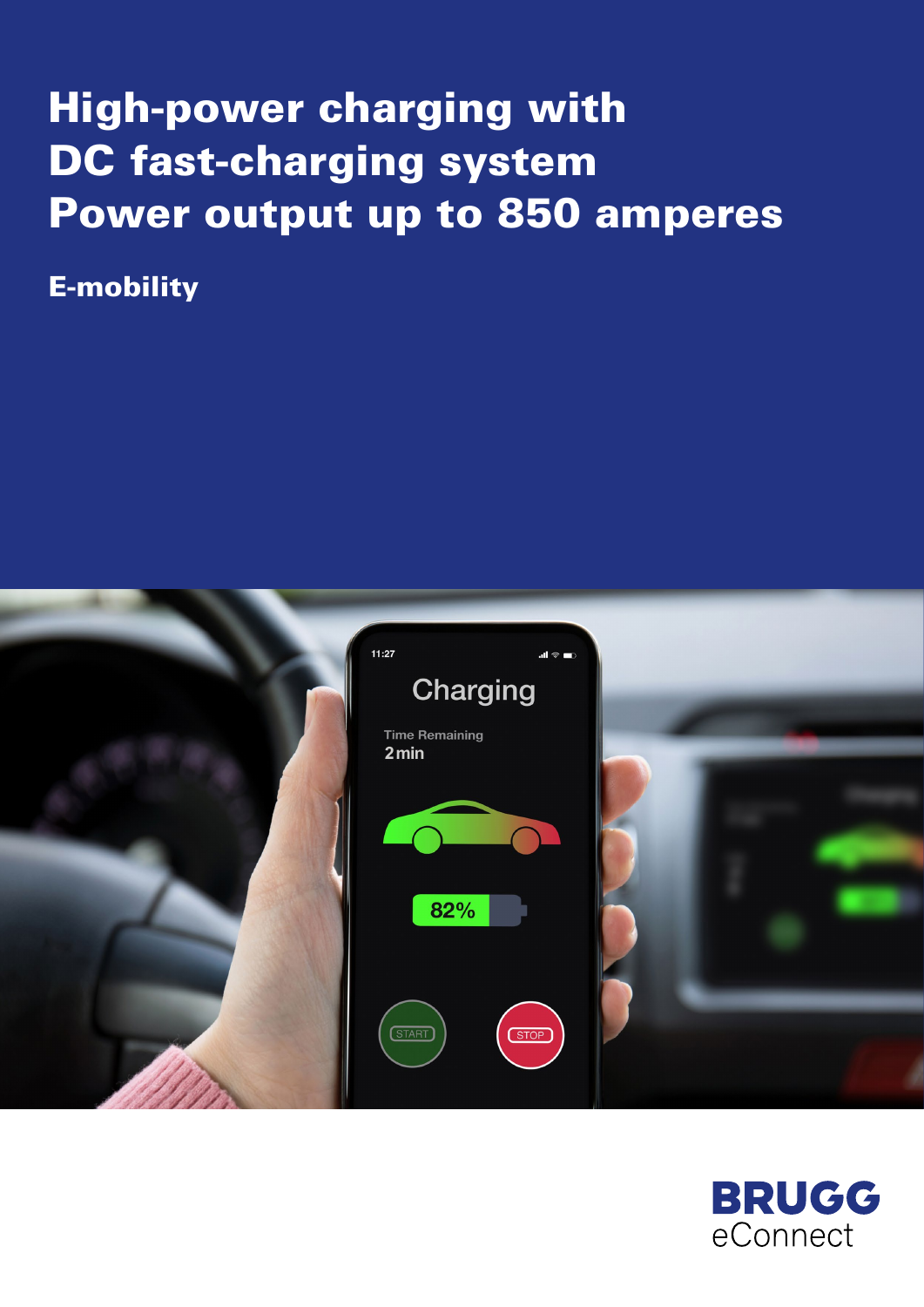# High-power charging with DC fast-charging system Power output up to 850 amperes

**E-mobility**

BRUGG eConnect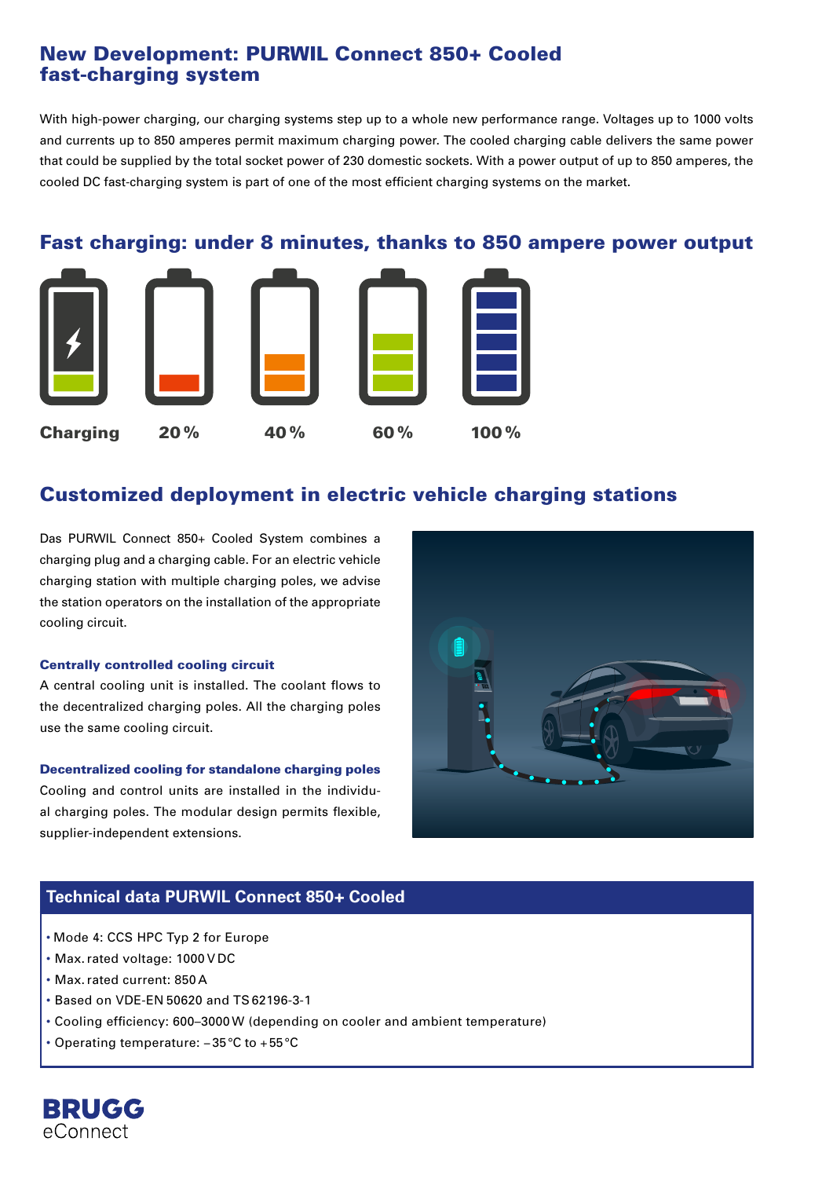## New Development: PURWIL Connect 850+ Cooled fast-charging system

With high-power charging, our charging systems step up to a whole new performance range. Voltages up to 1000 volts and currents up to 850 amperes permit maximum charging power. The cooled charging cable delivers the same power that could be supplied by the total socket power of 230 domestic sockets. With a power output of up to 850 amperes, the cooled DC fast-charging system is part of one of the most efficient charging systems on the market.

## Fast charging: under 8 minutes, thanks to 850 ampere power output

Charging 20 % 40 % 60 % 100 %

## Customized deployment in electric vehicle charging stations

Das PURWIL Connect 850+ Cooled System combines a charging plug and a charging cable. For an electric vehicle charging station with multiple charging poles, we advise the station operators on the installation of the appropriate cooling circuit.

### Centrally controlled cooling circuit

A central cooling unit is installed. The coolant flows to the decentralized charging poles. All the charging poles use the same cooling circuit.

### Decentralized cooling for standalone charging poles

Cooling and control units are installed in the individual charging poles. The modular design permits flexible, supplier-independent extensions.

## Technical data PURWIL Connect 850+ Cooled

- Mode 4: CCS HPC Typ 2 for Europe
- Max. rated voltage: 1000 V DC
- Max. rated current: 850 A
- Based on VDE-EN 50620 and TS 62196-3-1
- Cooling efficiency: 600–3000 W (depending on cooler and ambient temperature)
- Operating temperature: −35 °C to +55 °C

**BRUGG** eConnect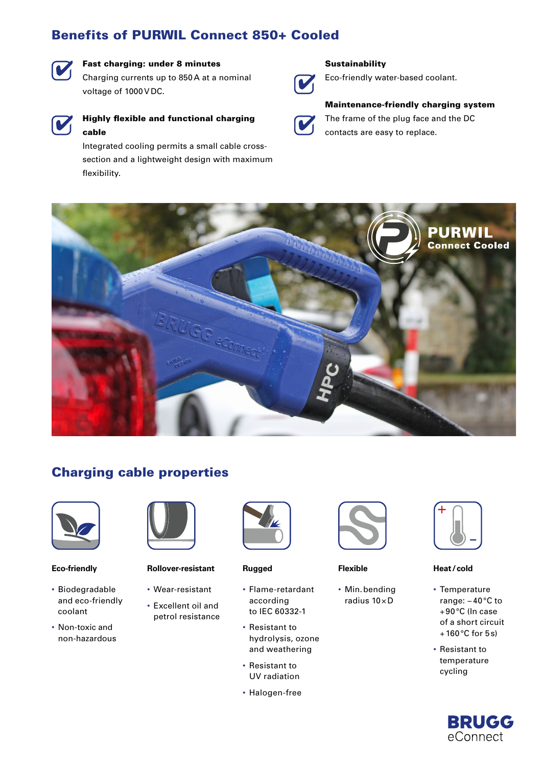## Benefits of PURWIL Connect 850+ Cooled

**Fast charging: under 8 minutes**
Charging currents up to 850 A at a nominal voltage of 1000 V DC.

**Highly flexible and functional charging cable**
Integrated cooling permits a small cable cross-section and a lightweight design with maximum flexibility.

**Sustainability**
Eco-friendly water-based coolant.

**Maintenance-friendly charging system**
The frame of the plug face and the DC contacts are easy to replace.

## Charging cable properties

**Eco-friendly**

- Biodegradable and eco-friendly coolant
- Non-toxic and non-hazardous

**Rollover-resistant**

- Wear-resistant
- Excellent oil and petrol resistance

**Rugged**

- Flame-retardant according to IEC 60332-1
- Resistant to hydrolysis, ozone and weathering
- Resistant to UV radiation
- Halogen-free

**Flexible**

- Min. bending radius 10 × D

**Heat / cold**

- Temperature range: – 40 °C to + 90 °C (In case of a short circuit + 160 °C for 5 s)
- Resistant to temperature cycling

BRUGG eConnect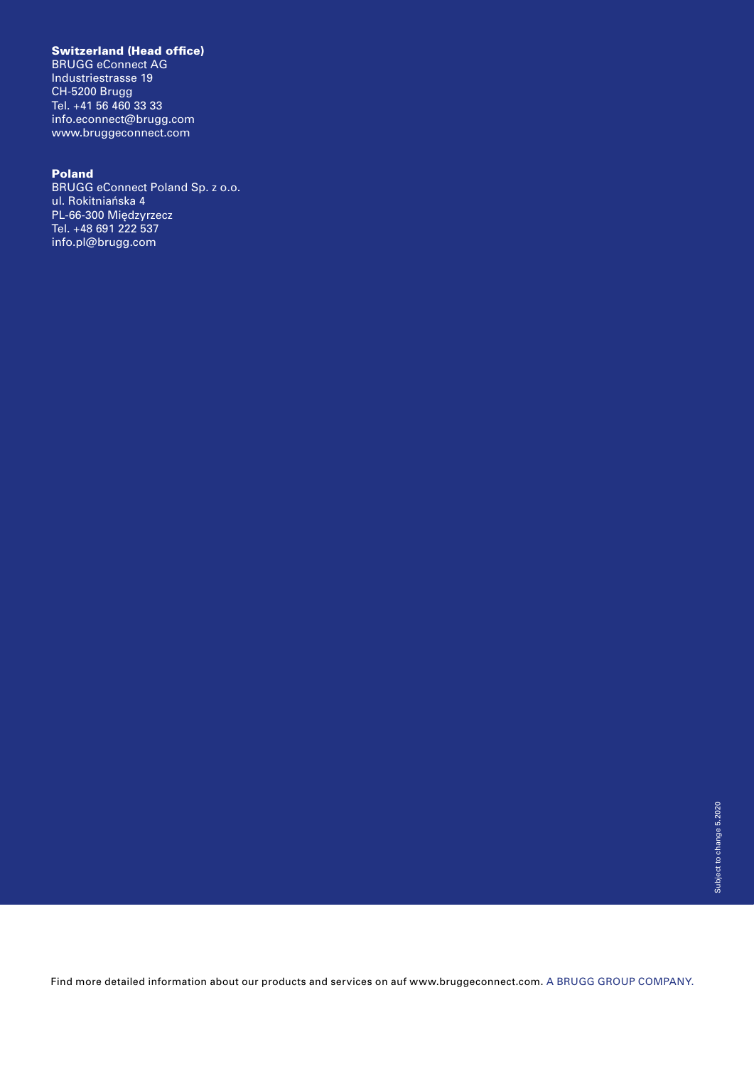**Switzerland (Head office)**
BRUGG eConnect AG
Industriestrasse 19
CH-5200 Brugg
Tel. +41 56 460 33 33
info.econnect@brugg.com
www.bruggeconnect.com

**Poland**
BRUGG eConnect Poland Sp. z o.o.
ul. Rokitniańska 4
PL-66-300 Międzyrzecz
Tel. +48 691 222 537
info.pl@brugg.com

Subject to change 5.2020

Find more detailed information about our products and services on auf www.bruggeconnect.com. A BRUGG GROUP COMPANY.